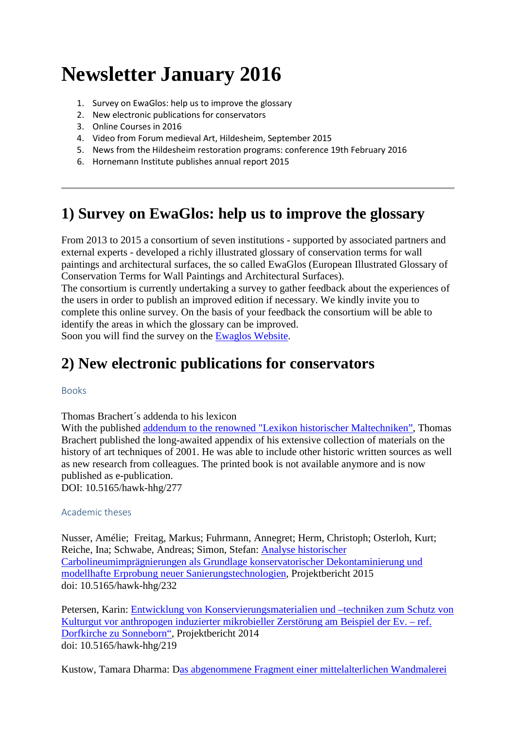# Newsletter January 2016

1. Survey on EwaGlos: help us to improve the glossary
2. New electronic publications for conservators
3. Online Courses in 2016
4. Video from Forum medieval Art, Hildesheim, September 2015
5. News from the Hildesheim restoration programs: conference 19th February 2016
6. Hornemann Institute publishes annual report 2015

---

## 1) Survey on EwaGlos: help us to improve the glossary

From 2013 to 2015 a consortium of seven institutions - supported by associated partners and external experts - developed a richly illustrated glossary of conservation terms for wall paintings and architectural surfaces, the so called EwaGlos (European Illustrated Glossary of Conservation Terms for Wall Paintings and Architectural Surfaces).
The consortium is currently undertaking a survey to gather feedback about the experiences of the users in order to publish an improved edition if necessary. We kindly invite you to complete this online survey. On the basis of your feedback the consortium will be able to identify the areas in which the glossary can be improved.
Soon you will find the survey on the Ewaglos Website.

## 2) New electronic publications for conservators

### Books

Thomas Brachert´s addenda to his lexicon
With the published addendum to the renowned "Lexikon historischer Maltechniken", Thomas Brachert published the long-awaited appendix of his extensive collection of materials on the history of art techniques of 2001. He was able to include other historic written sources as well as new research from colleagues. The printed book is not available anymore and is now published as e-publication.
DOI: 10.5165/hawk-hhg/277

### Academic theses

Nusser, Amélie; Freitag, Markus; Fuhrmann, Annegret; Herm, Christoph; Osterloh, Kurt; Reiche, Ina; Schwabe, Andreas; Simon, Stefan: Analyse historischer Carbolineumimprägnierungen als Grundlage konservatorischer Dekontaminierung und modellhafte Erprobung neuer Sanierungstechnologien, Projektbericht 2015
doi: 10.5165/hawk-hhg/232

Petersen, Karin: Entwicklung von Konservierungsmaterialien und –techniken zum Schutz von Kulturgut vor anthropogen induzierter mikrobieller Zerstörung am Beispiel der Ev. – ref. Dorfkirche zu Sonneborn“, Projektbericht 2014
doi: 10.5165/hawk-hhg/219

Kustow, Tamara Dharma: Das abgenommene Fragment einer mittelalterlichen Wandmalerei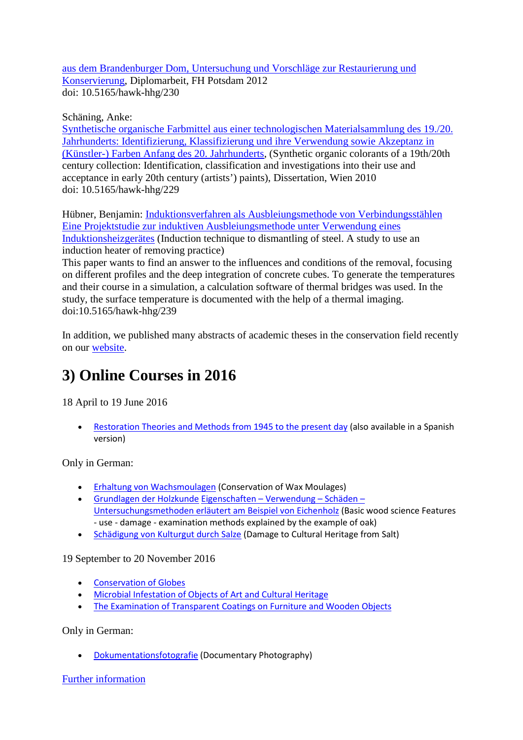aus dem Brandenburger Dom, Untersuchung und Vorschläge zur Restaurierung und Konservierung, Diplomarbeit, FH Potsdam 2012
doi: 10.5165/hawk-hhg/230

Schäning, Anke:
Synthetische organische Farbmittel aus einer technologischen Materialsammlung des 19./20. Jahrhunderts: Identifizierung, Klassifizierung und ihre Verwendung sowie Akzeptanz in (Künstler-) Farben Anfang des 20. Jahrhunderts, (Synthetic organic colorants of a 19th/20th century collection: Identification, classification and investigations into their use and acceptance in early 20th century (artists') paints), Dissertation, Wien 2010
doi: 10.5165/hawk-hhg/229

Hübner, Benjamin: Induktionsverfahren als Ausbleiungsmethode von Verbindungsstählen Eine Projektstudie zur induktiven Ausbleiungsmethode unter Verwendung eines Induktionsheizgerätes (Induction technique to dismantling of steel. A study to use an induction heater of removing practice)
This paper wants to find an answer to the influences and conditions of the removal, focusing on different profiles and the deep integration of concrete cubes. To generate the temperatures and their course in a simulation, a calculation software of thermal bridges was used. In the study, the surface temperature is documented with the help of a thermal imaging.
doi:10.5165/hawk-hhg/239

In addition, we published many abstracts of academic theses in the conservation field recently on our website.

# 3) Online Courses in 2016

18 April to 19 June 2016

- Restoration Theories and Methods from 1945 to the present day (also available in a Spanish version)

Only in German:

- Erhaltung von Wachsmoulagen (Conservation of Wax Moulages)
- Grundlagen der Holzkunde Eigenschaften – Verwendung – Schäden – Untersuchungsmethoden erläutert am Beispiel von Eichenholz (Basic wood science Features - use - damage - examination methods explained by the example of oak)
- Schädigung von Kulturgut durch Salze (Damage to Cultural Heritage from Salt)

19 September to 20 November 2016

- Conservation of Globes
- Microbial Infestation of Objects of Art and Cultural Heritage
- The Examination of Transparent Coatings on Furniture and Wooden Objects

Only in German:

- Dokumentationsfotografie (Documentary Photography)

Further information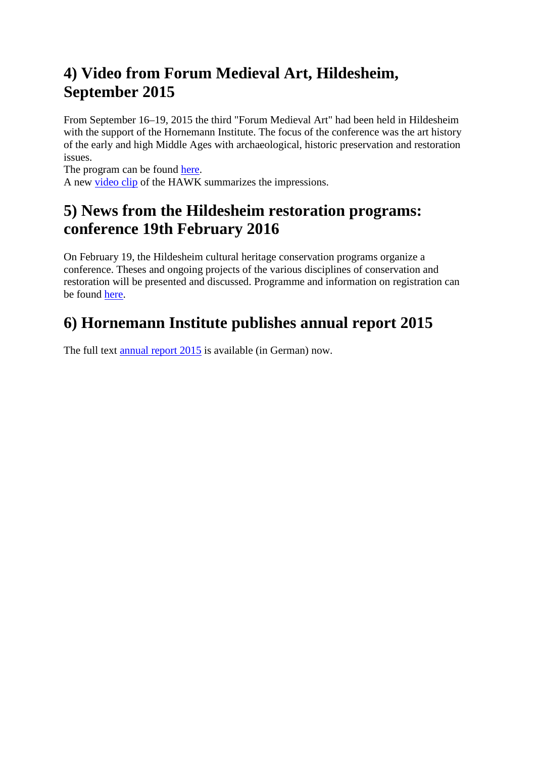## 4) Video from Forum Medieval Art, Hildesheim, September 2015

From September 16–19, 2015 the third "Forum Medieval Art" had been held in Hildesheim with the support of the Hornemann Institute. The focus of the conference was the art history of the early and high Middle Ages with archaeological, historic preservation and restoration issues.
The program can be found here.
A new video clip of the HAWK summarizes the impressions.

## 5) News from the Hildesheim restoration programs: conference 19th February 2016

On February 19, the Hildesheim cultural heritage conservation programs organize a conference. Theses and ongoing projects of the various disciplines of conservation and restoration will be presented and discussed. Programme and information on registration can be found here.

## 6) Hornemann Institute publishes annual report 2015

The full text annual report 2015 is available (in German) now.